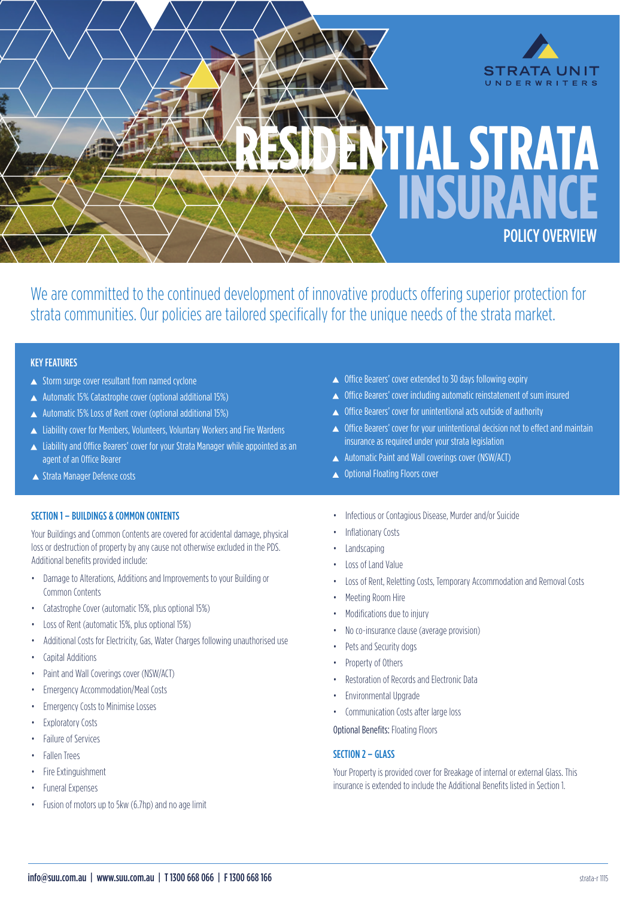STRATA UNIT UNDERWRITERS

# RESIDENTIAL STRATA INSURANCE

## POLICY OVERVIEW

We are committed to the continued development of innovative products offering superior protection for strata communities. Our policies are tailored specifically for the unique needs of the strata market.

### KEY FEATURES

- Storm surge cover resultant from named cyclone
- Automatic 15% Catastrophe cover (optional additional 15%)
- Automatic 15% Loss of Rent cover (optional additional 15%)
- Liability cover for Members, Volunteers, Voluntary Workers and Fire Wardens
- Liability and Office Bearers' cover for your Strata Manager while appointed as an agent of an Office Bearer
- Strata Manager Defence costs
- Office Bearers' cover extended to 30 days following expiry
- Office Bearers' cover including automatic reinstatement of sum insured
- Office Bearers' cover for unintentional acts outside of authority
- Office Bearers' cover for your unintentional decision not to effect and maintain insurance as required under your strata legislation
- Automatic Paint and Wall coverings cover (NSW/ACT)
- Optional Floating Floors cover

### SECTION 1 – BUILDINGS & COMMON CONTENTS

Your Buildings and Common Contents are covered for accidental damage, physical loss or destruction of property by any cause not otherwise excluded in the PDS. Additional benefits provided include:

- Damage to Alterations, Additions and Improvements to your Building or Common Contents
- Catastrophe Cover (automatic 15%, plus optional 15%)
- Loss of Rent (automatic 15%, plus optional 15%)
- Additional Costs for Electricity, Gas, Water Charges following unauthorised use
- Capital Additions
- Paint and Wall Coverings cover (NSW/ACT)
- Emergency Accommodation/Meal Costs
- Emergency Costs to Minimise Losses
- Exploratory Costs
- Failure of Services
- Fallen Trees
- Fire Extinguishment
- Funeral Expenses
- Fusion of motors up to 5kw (6.7hp) and no age limit
- Infectious or Contagious Disease, Murder and/or Suicide
- Inflationary Costs
- Landscaping
- Loss of Land Value
- Loss of Rent, Reletting Costs, Temporary Accommodation and Removal Costs
- Meeting Room Hire
- Modifications due to injury
- No co-insurance clause (average provision)
- Pets and Security dogs
- Property of Others
- Restoration of Records and Electronic Data
- Environmental Upgrade
- Communication Costs after large loss

Optional Benefits: Floating Floors

### SECTION 2 – GLASS

Your Property is provided cover for Breakage of internal or external Glass. This insurance is extended to include the Additional Benefits listed in Section 1.

info@suu.com.au | www.suu.com.au | T 1300 668 066 | F 1300 668 166

strata-r 1115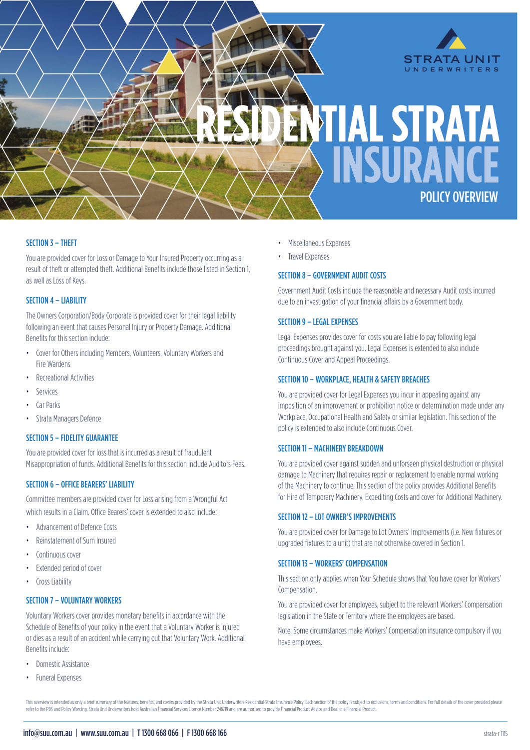STRATA UNIT UNDERWRITERS

# RESIDENTIAL STRATA INSURANCE

## POLICY OVERVIEW

### SECTION 3 – THEFT

You are provided cover for Loss or Damage to Your Insured Property occurring as a result of theft or attempted theft. Additional Benefits include those listed in Section 1, as well as Loss of Keys.

### SECTION 4 – LIABILITY

The Owners Corporation/Body Corporate is provided cover for their legal liability following an event that causes Personal Injury or Property Damage. Additional Benefits for this section include:

- Cover for Others including Members, Volunteers, Voluntary Workers and Fire Wardens
- Recreational Activities
- Services
- Car Parks
- Strata Managers Defence

### SECTION 5 – FIDELITY GUARANTEE

You are provided cover for loss that is incurred as a result of fraudulent Misappropriation of funds. Additional Benefits for this section include Auditors Fees.

### SECTION 6 – OFFICE BEARERS' LIABILITY

Committee members are provided cover for Loss arising from a Wrongful Act which results in a Claim. Office Bearers' cover is extended to also include:

- Advancement of Defence Costs
- Reinstatement of Sum Insured
- Continuous cover
- Extended period of cover
- Cross Liability

### SECTION 7 – VOLUNTARY WORKERS

Voluntary Workers cover provides monetary benefits in accordance with the Schedule of Benefits of your policy in the event that a Voluntary Worker is injured or dies as a result of an accident while carrying out that Voluntary Work. Additional Benefits include:

- Domestic Assistance
- Funeral Expenses
- Miscellaneous Expenses
- Travel Expenses

### SECTION 8 – GOVERNMENT AUDIT COSTS

Government Audit Costs include the reasonable and necessary Audit costs incurred due to an investigation of your financial affairs by a Government body.

### SECTION 9 – LEGAL EXPENSES

Legal Expenses provides cover for costs you are liable to pay following legal proceedings brought against you. Legal Expenses is extended to also include Continuous Cover and Appeal Proceedings.

### SECTION 10 – WORKPLACE, HEALTH & SAFETY BREACHES

You are provided cover for Legal Expenses you incur in appealing against any imposition of an improvement or prohibition notice or determination made under any Workplace, Occupational Health and Safety or similar legislation. This section of the policy is extended to also include Continuous Cover.

### SECTION 11 – MACHINERY BREAKDOWN

You are provided cover against sudden and unforseen physical destruction or physical damage to Machinery that requires repair or replacement to enable normal working of the Machinery to continue. This section of the policy provides Additional Benefits for Hire of Temporary Machinery, Expediting Costs and cover for Additional Machinery.

### SECTION 12 – LOT OWNER'S IMPROVEMENTS

You are provided cover for Damage to Lot Owners' Improvements (i.e. New fixtures or upgraded fixtures to a unit) that are not otherwise covered in Section 1.

### SECTION 13 – WORKERS' COMPENSATION

This section only applies when Your Schedule shows that You have cover for Workers' Compensation.

You are provided cover for employees, subject to the relevant Workers' Compensation legislation in the State or Territory where the employees are based.

Note: Some circumstances make Workers' Compensation insurance compulsory if you have employees.

This overview is intended as only a brief summary of the features, benefits, and covers provided by the Strata Unit Underwriters Residential Strata Insurance Policy. Each section of the policy is subject to exclusions, terms and conditions. For full details of the cover provided please refer to the PDS and Policy Wording. Strata Unit Underwriters hold Australian Financial Services Licence Number 246719 and are authorised to provide Financial Product Advice and Deal in a Financial Product.

info@suu.com.au | www.suu.com.au | T 1300 668 066 | F 1300 668 166

strata-r 1115